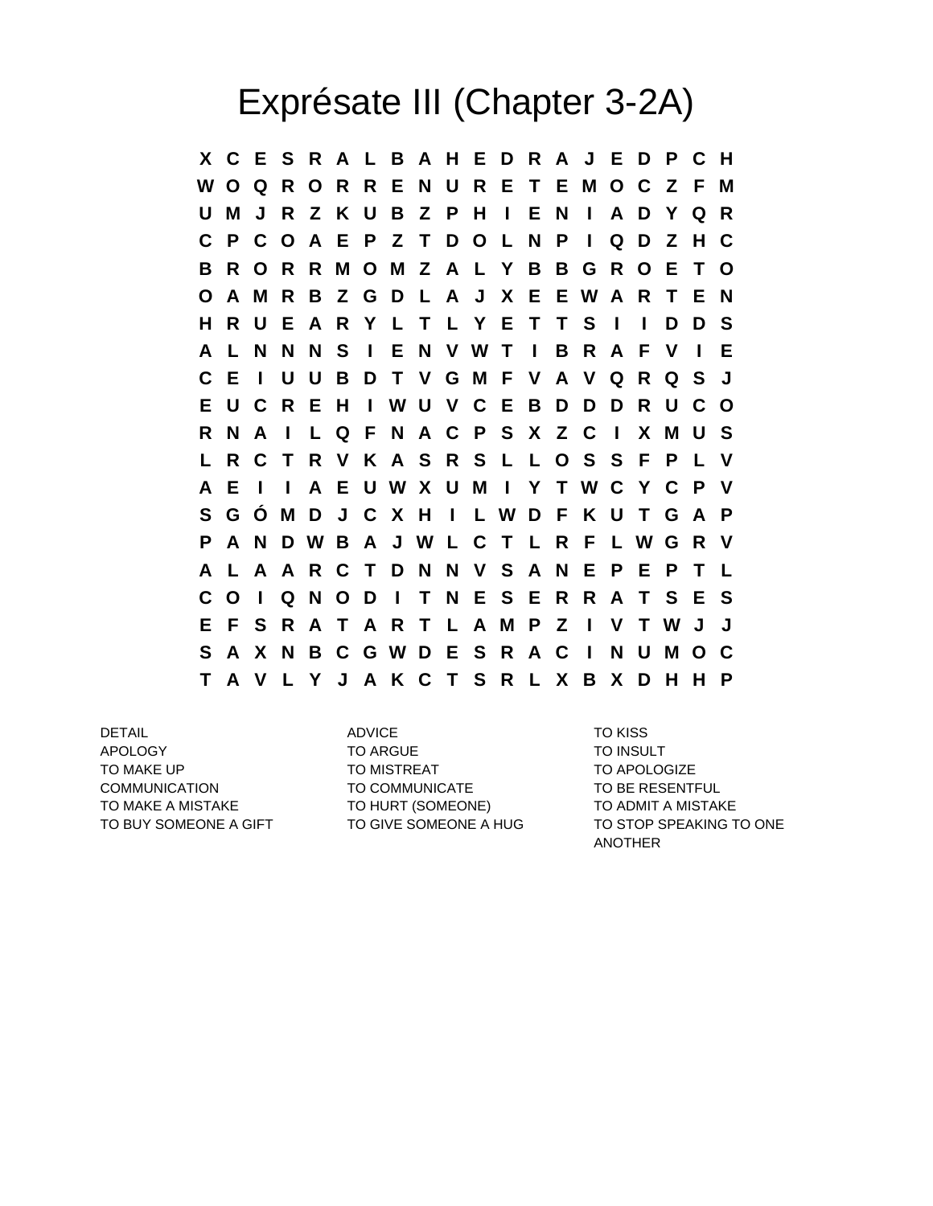# Exprésate III (Chapter 3-2A)

```
X C E S R A L B A H E D R A J E D P C H
W O Q R O R R E N U R E T E M O C Z F M
U M J R Z K U B Z P H I E N I A D Y Q R
C P C O A E P Z T D O L N P I Q D Z H C
B R O R R M O M Z A L Y B B G R O E T O
O A M R B Z G D L A J X E E W A R T E N
H R U E A R Y L T L Y E T T S I I D D S
A L N N N S I E N V W T I B R A F V I E
C E I U U B D T V G M F V A V Q R Q S J
E U C R E H I W U V C E B D D D R U C O
R N A I L Q F N A C P S X Z C I X M U S
L R C T R V K A S R S L L O S S F P L V
A E I I A E U W X U M I Y T W C Y C P V
S G Ó M D J C X H I L W D F K U T G A P
P A N D W B A J W L C T L R F L W G R V
A L A A R C T D N N V S A N E P E P T L
C O I Q N O D I T N E S E R R A T S E S
E F S R A T A R T L A M P Z I V T W J J
S A X N B C G W D E S R A C I N U M O C
T A V L Y J A K C T S R L X B X D H H P
```

| | | |
|---|---|---|
| DETAIL | ADVICE | TO KISS |
| APOLOGY | TO ARGUE | TO INSULT |
| TO MAKE UP | TO MISTREAT | TO APOLOGIZE |
| COMMUNICATION | TO COMMUNICATE | TO BE RESENTFUL |
| TO MAKE A MISTAKE | TO HURT (SOMEONE) | TO ADMIT A MISTAKE |
| TO BUY SOMEONE A GIFT | TO GIVE SOMEONE A HUG | TO STOP SPEAKING TO ONE ANOTHER |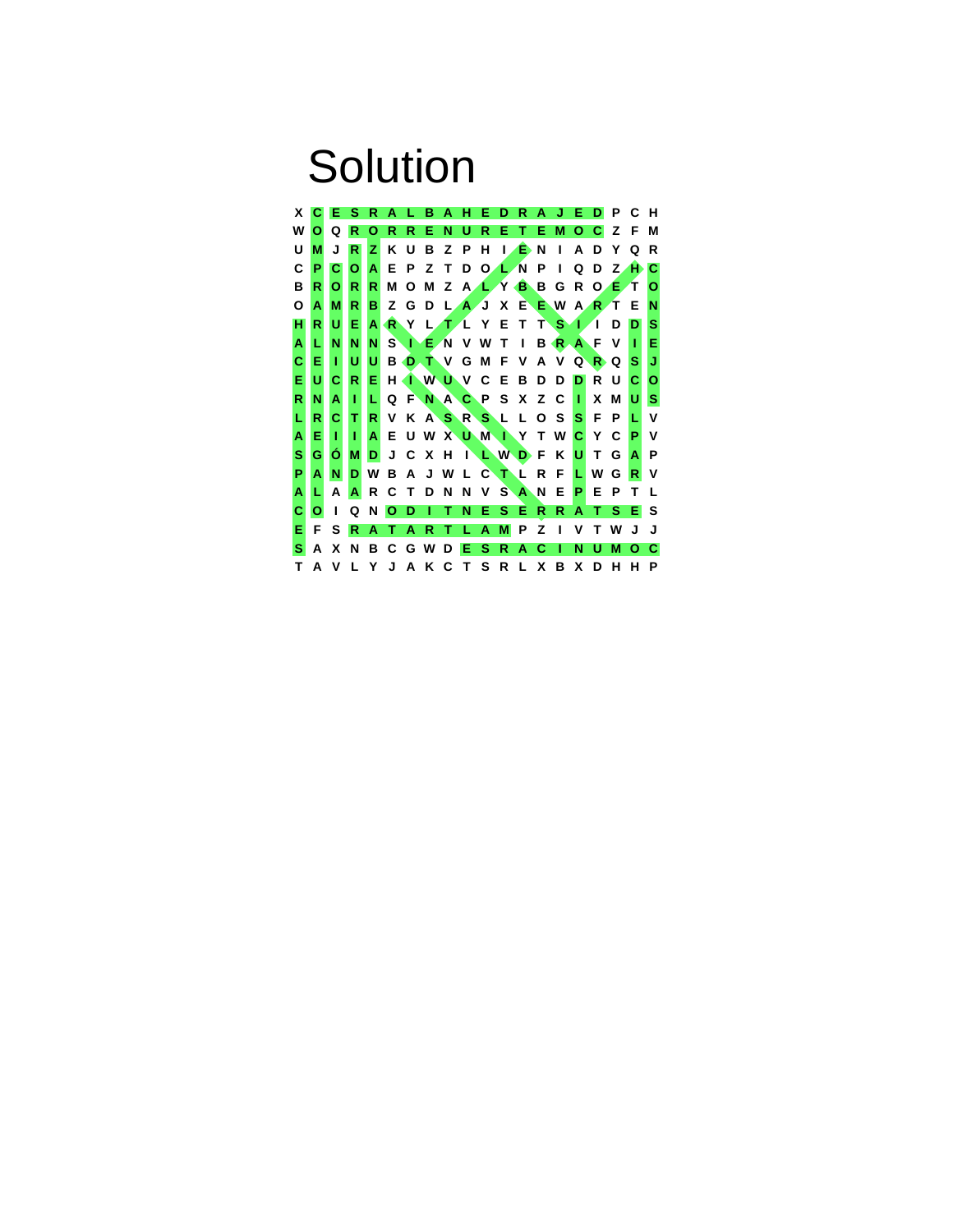# Solution

| | | | | | | | | | | | | | | | | | | |
|---|---|---|---|---|---|---|---|---|---|---|---|---|---|---|---|---|---|---|
| X | C | E | S | R | A | L | B | A | H | E | D | R | A | J | E | D | P | C | H |
| W | O | Q | R | O | R | R | E | N | U | R | E | T | E | M | O | C | Z | F | M |
| U | M | J | R | Z | K | U | B | Z | P | H | I | E | N | I | A | D | Y | Q | R |
| C | P | C | O | A | E | P | Z | T | D | O | L | N | P | I | Q | D | Z | H | C |
| B | R | O | R | R | M | O | M | Z | A | L | Y | B | B | G | R | O | E | T | O |
| O | A | M | R | B | Z | G | D | L | A | J | X | E | E | W | A | R | T | E | N |
| H | R | U | E | A | R | Y | L | T | L | Y | E | T | T | S | I | I | D | D | S |
| A | L | N | N | N | S | I | E | N | V | W | T | I | B | R | A | F | V | I | E |
| C | E | I | U | U | B | D | T | V | G | M | F | V | A | V | Q | R | Q | S | J |
| E | U | C | R | E | H | I | W | U | V | C | E | B | D | D | D | R | U | C | O |
| R | N | A | I | L | Q | F | N | A | C | P | S | X | Z | C | I | X | M | U | S |
| L | R | C | T | R | V | K | A | S | R | S | L | L | O | S | S | F | P | L | V |
| A | E | I | I | A | E | U | W | X | U | M | I | Y | T | W | C | Y | C | P | V |
| S | G | Ó | M | D | J | C | X | H | I | L | W | D | F | K | U | T | G | A | P |
| P | A | N | D | W | B | A | J | W | L | C | T | L | R | F | L | W | G | R | V |
| A | L | A | A | R | C | T | D | N | N | V | S | A | N | E | P | E | P | T | L |
| C | O | I | Q | N | O | D | I | T | N | E | S | E | R | R | A | T | S | E | S |
| E | F | S | R | A | T | A | R | T | L | A | M | P | Z | I | V | T | W | J | J |
| S | A | X | N | B | C | G | W | D | E | S | R | A | C | I | N | U | M | O | C |
| T | A | V | L | Y | J | A | K | C | T | S | R | L | X | B | X | D | H | H | P |